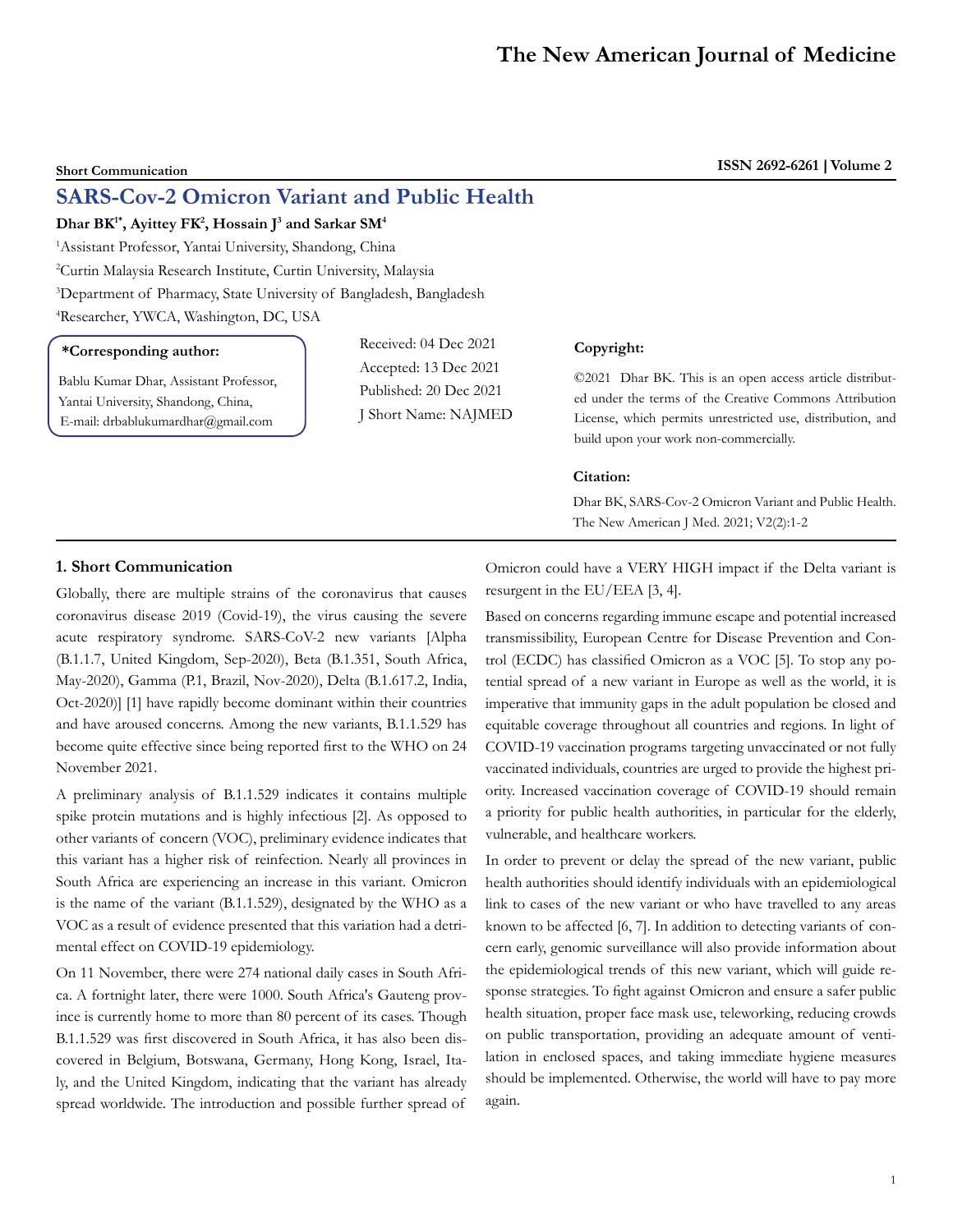Short Communication

# SARS-Cov-2 Omicron Variant and Public Health

**Dhar BK[1*], Ayittey FK[2], Hossain J[3] and Sarkar SM[4]**

[1]Assistant Professor, Yantai University, Shandong, China

[2]Curtin Malaysia Research Institute, Curtin University, Malaysia

[3]Department of Pharmacy, State University of Bangladesh, Bangladesh

[4]Researcher, YWCA, Washington, DC, USA

**\*Corresponding author:**

Bablu Kumar Dhar, Assistant Professor, Yantai University, Shandong, China, E-mail: drbablukumardhar@gmail.com

Received: 04 Dec 2021
Accepted: 13 Dec 2021
Published: 20 Dec 2021
J Short Name: NAJMED

**Copyright:**

©2021 Dhar BK. This is an open access article distributed under the terms of the Creative Commons Attribution License, which permits unrestricted use, distribution, and build upon your work non-commercially.

**Citation:**

Dhar BK, SARS-Cov-2 Omicron Variant and Public Health. The New American J Med. 2021; V2(2):1-2

## 1. Short Communication

Globally, there are multiple strains of the coronavirus that causes coronavirus disease 2019 (Covid-19), the virus causing the severe acute respiratory syndrome. SARS-CoV-2 new variants [Alpha (B.1.1.7, United Kingdom, Sep-2020), Beta (B.1.351, South Africa, May-2020), Gamma (P.1, Brazil, Nov-2020), Delta (B.1.617.2, India, Oct-2020)] [1] have rapidly become dominant within their countries and have aroused concerns. Among the new variants, B.1.1.529 has become quite effective since being reported first to the WHO on 24 November 2021.

A preliminary analysis of B.1.1.529 indicates it contains multiple spike protein mutations and is highly infectious [2]. As opposed to other variants of concern (VOC), preliminary evidence indicates that this variant has a higher risk of reinfection. Nearly all provinces in South Africa are experiencing an increase in this variant. Omicron is the name of the variant (B.1.1.529), designated by the WHO as a VOC as a result of evidence presented that this variation had a detrimental effect on COVID-19 epidemiology.

On 11 November, there were 274 national daily cases in South Africa. A fortnight later, there were 1000. South Africa's Gauteng province is currently home to more than 80 percent of its cases. Though B.1.1.529 was first discovered in South Africa, it has also been discovered in Belgium, Botswana, Germany, Hong Kong, Israel, Italy, and the United Kingdom, indicating that the variant has already spread worldwide. The introduction and possible further spread of Omicron could have a VERY HIGH impact if the Delta variant is resurgent in the EU/EEA [3, 4].

Based on concerns regarding immune escape and potential increased transmissibility, European Centre for Disease Prevention and Control (ECDC) has classified Omicron as a VOC [5]. To stop any potential spread of a new variant in Europe as well as the world, it is imperative that immunity gaps in the adult population be closed and equitable coverage throughout all countries and regions. In light of COVID-19 vaccination programs targeting unvaccinated or not fully vaccinated individuals, countries are urged to provide the highest priority. Increased vaccination coverage of COVID-19 should remain a priority for public health authorities, in particular for the elderly, vulnerable, and healthcare workers.

In order to prevent or delay the spread of the new variant, public health authorities should identify individuals with an epidemiological link to cases of the new variant or who have travelled to any areas known to be affected [6, 7]. In addition to detecting variants of concern early, genomic surveillance will also provide information about the epidemiological trends of this new variant, which will guide response strategies. To fight against Omicron and ensure a safer public health situation, proper face mask use, teleworking, reducing crowds on public transportation, providing an adequate amount of ventilation in enclosed spaces, and taking immediate hygiene measures should be implemented. Otherwise, the world will have to pay more again.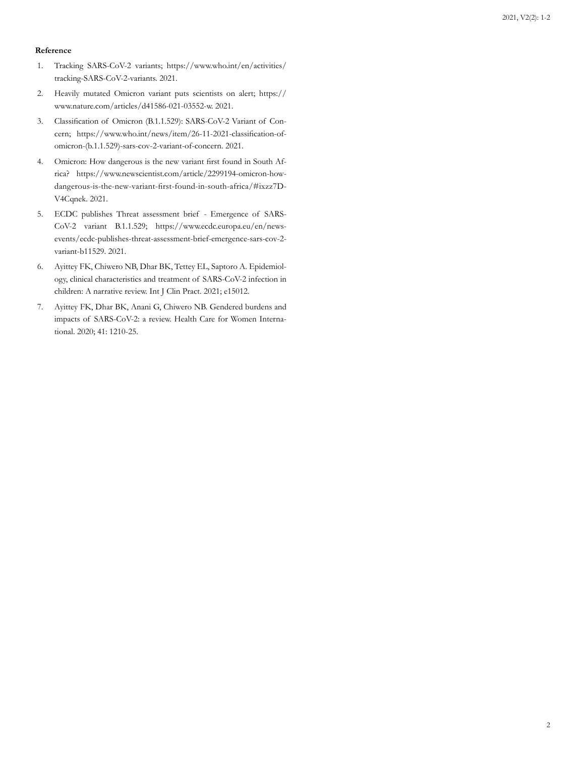**Reference**

1. Tracking SARS-CoV-2 variants; https://www.who.int/en/activities/tracking-SARS-CoV-2-variants. 2021.
2. Heavily mutated Omicron variant puts scientists on alert; https://www.nature.com/articles/d41586-021-03552-w. 2021.
3. Classification of Omicron (B.1.1.529): SARS-CoV-2 Variant of Concern; https://www.who.int/news/item/26-11-2021-classification-of-omicron-(b.1.1.529)-sars-cov-2-variant-of-concern. 2021.
4. Omicron: How dangerous is the new variant first found in South Africa? https://www.newscientist.com/article/2299194-omicron-how-dangerous-is-the-new-variant-first-found-in-south-africa/#ixzz7D-V4Cqnek. 2021.
5. ECDC publishes Threat assessment brief - Emergence of SARS-CoV-2 variant B.1.1.529; https://www.ecdc.europa.eu/en/news-events/ecdc-publishes-threat-assessment-brief-emergence-sars-cov-2-variant-b11529. 2021.
6. Ayittey FK, Chiwero NB, Dhar BK, Tettey EL, Saptoro A. Epidemiology, clinical characteristics and treatment of SARS-CoV-2 infection in children: A narrative review. Int J Clin Pract. 2021; e15012.
7. Ayittey FK, Dhar BK, Anani G, Chiwero NB. Gendered burdens and impacts of SARS-CoV-2: a review. Health Care for Women International. 2020; 41: 1210-25.